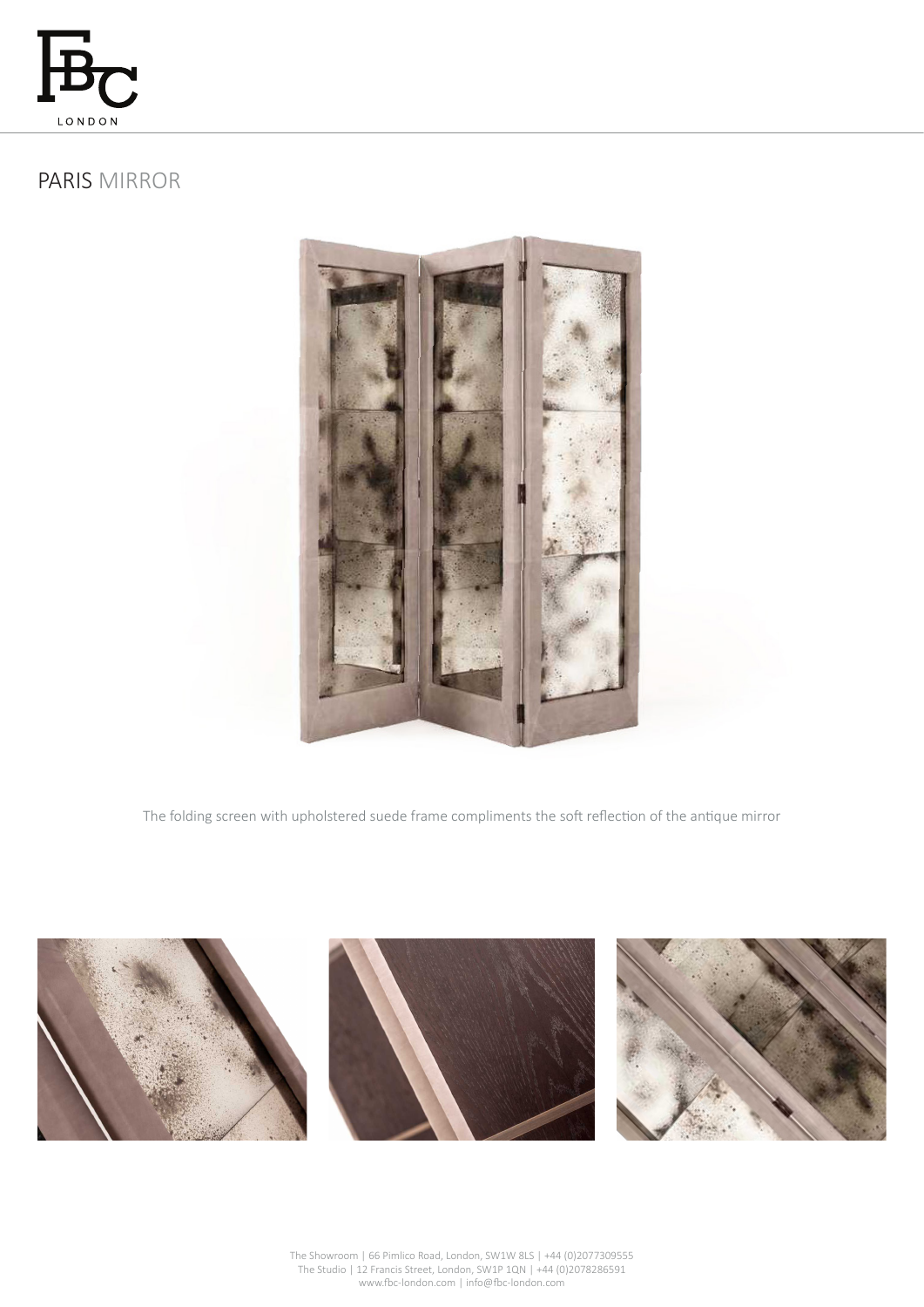# PARIS MIRROR

The folding screen with upholstered suede frame compliments the soft reflection of the antique mirror

The Showroom | 66 Pimlico Road, London, SW1W 8LS | +44 (0)2077309555
The Studio | 12 Francis Street, London, SW1P 1QN | +44 (0)2078286591
www.fbc-london.com | info@fbc-london.com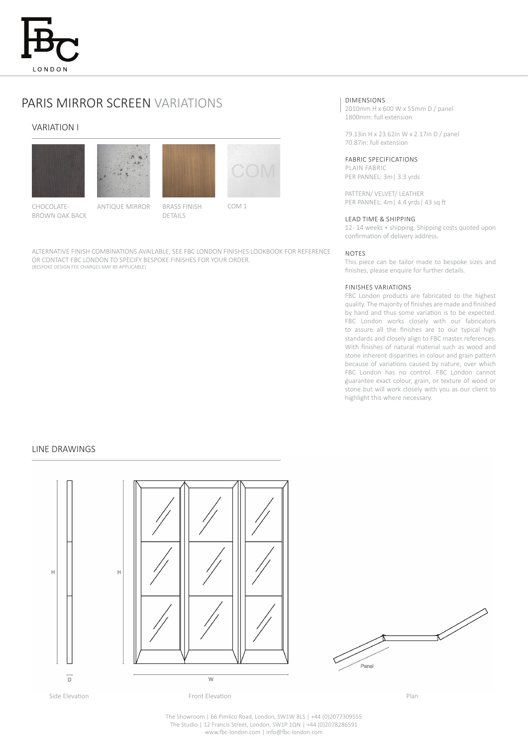# PARIS MIRROR SCREEN VARIATIONS

## VARIATION I

CHOCOLATE-BROWN OAK BACK

ANTIQUE MIRROR

BRASS FINISH DETAILS

COM 1

ALTERNATIVE FINISH COMBINATIONS AVAILABLE, SEE FBC LONDON FINISHES LOOKBOOK FOR REFERENCE OR CONTACT FBC LONDON TO SPECIFY BESPOKE FINISHES FOR YOUR ORDER.
(BESPOKE DESIGN FEE CHARGES MAY BE APPLICABLE)

### DIMENSIONS

2010mm H x 600 W x 55mm D / panel
1800mm: full extension

79.13in H x 23.62in W x 2.17in D / panel
70.87in: full extension

### FABRIC SPECIFICATIONS

PLAIN FABRIC
PER PANNEL: 3m| 3.3 yrds

PATTERN/ VELVET/ LEATHER
PER PANNEL: 4m| 4.4 yrds| 43 sq ft

### LEAD TIME & SHIPPING

12- 14 weeks + shipping. Shipping costs quoted upon confirmation of delivery address.

### NOTES

This piece can be tailor made to bespoke sizes and finishes, please enquire for further details.

### FINISHES VARIATIONS

FBC London products are fabricated to the highest quality. The majority of finishes are made and finished by hand and thus some variation is to be expected. FBC London works closely with our fabricators to assure all the finishes are to our typical high standards and closely align to FBC master references. With finishes of natural material such as wood and stone inherent disparities in colour and grain pattern because of variations caused by nature, over which FBC London has no control. FBC London cannot guarantee exact colour, grain, or texture of wood or stone but will work closely with you as our client to highlight this where necessary.

## LINE DRAWINGS

H

D

Side Elevation

H

W

Front Elevation

Panel

Plan

The Showroom | 66 Pimlico Road, London, SW1W 8LS | +44 (0)2077309555
The Studio | 12 Francis Street, London, SW1P 1QN | +44 (0)2078286591
www.fbc-london.com | info@fbc-london.com